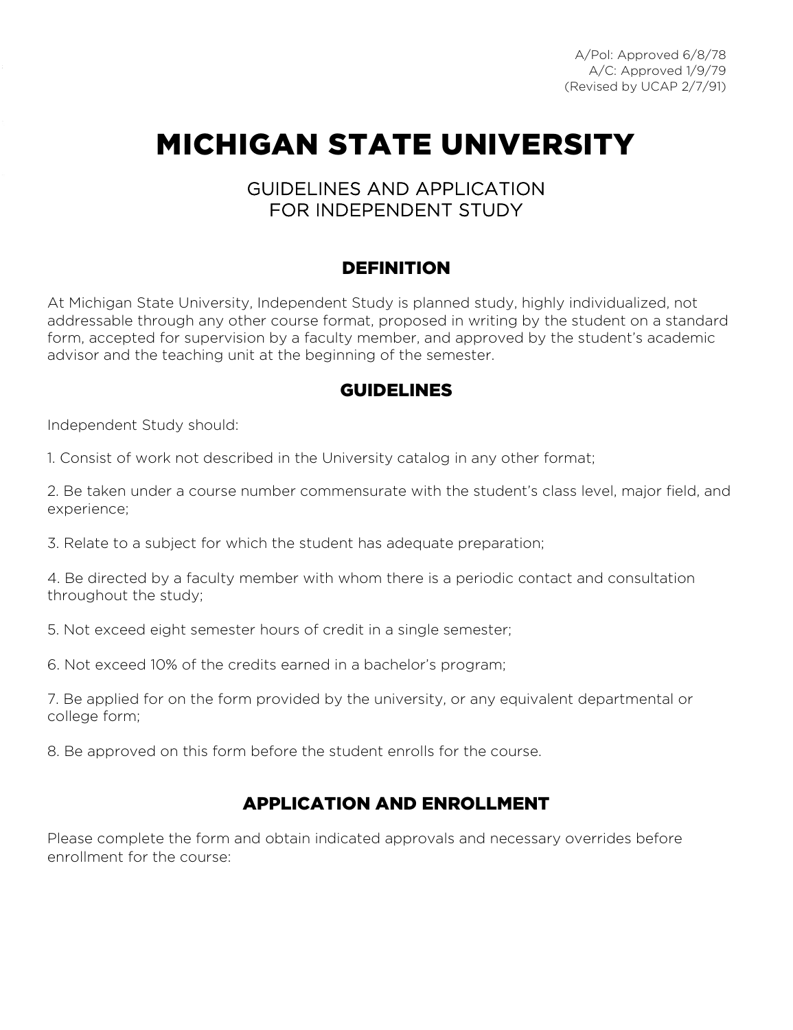A/Pol: Approved 6/8/78
A/C: Approved 1/9/79
(Revised by UCAP 2/7/91)

# MICHIGAN STATE UNIVERSITY

GUIDELINES AND APPLICATION
FOR INDEPENDENT STUDY

## DEFINITION

At Michigan State University, Independent Study is planned study, highly individualized, not addressable through any other course format, proposed in writing by the student on a standard form, accepted for supervision by a faculty member, and approved by the student's academic advisor and the teaching unit at the beginning of the semester.

## GUIDELINES

Independent Study should:

1. Consist of work not described in the University catalog in any other format;

2. Be taken under a course number commensurate with the student's class level, major field, and experience;

3. Relate to a subject for which the student has adequate preparation;

4. Be directed by a faculty member with whom there is a periodic contact and consultation throughout the study;

5. Not exceed eight semester hours of credit in a single semester;

6. Not exceed 10% of the credits earned in a bachelor's program;

7. Be applied for on the form provided by the university, or any equivalent departmental or college form;

8. Be approved on this form before the student enrolls for the course.

## APPLICATION AND ENROLLMENT

Please complete the form and obtain indicated approvals and necessary overrides before enrollment for the course: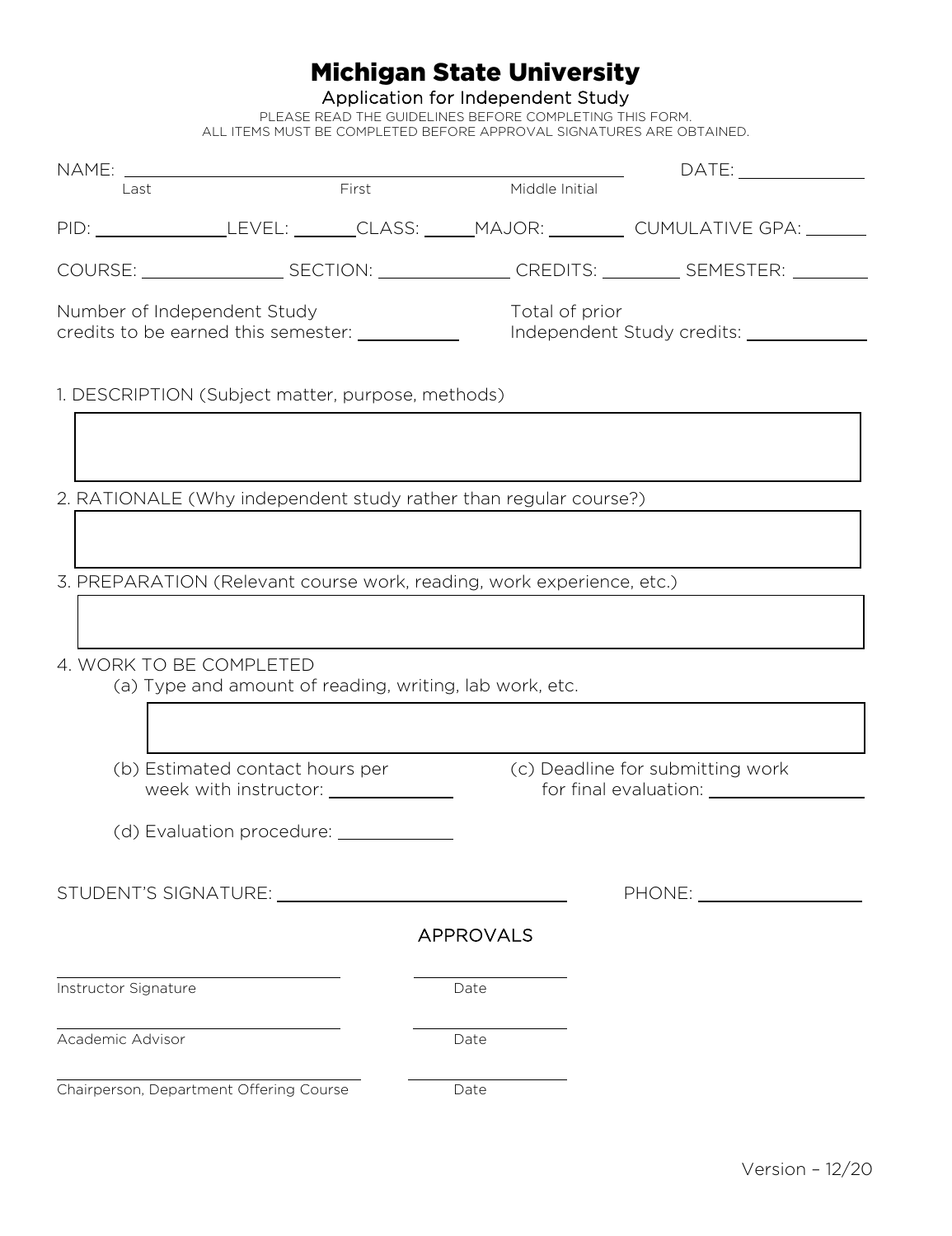# Michigan State University

## Application for Independent Study

PLEASE READ THE GUIDELINES BEFORE COMPLETING THIS FORM.
ALL ITEMS MUST BE COMPLETED BEFORE APPROVAL SIGNATURES ARE OBTAINED.

NAME: ______________________________________________ DATE: ____________

Last First Middle Initial

PID: ____________ LEVEL: ______ CLASS: _____ MAJOR: ________ CUMULATIVE GPA: ______

COURSE: ______________ SECTION: ______________ CREDITS: ________ SEMESTER: ________

Number of Independent Study credits to be earned this semester: __________

Total of prior Independent Study credits: ____________

1. DESCRIPTION (Subject matter, purpose, methods)

2. RATIONALE (Why independent study rather than regular course?)

3. PREPARATION (Relevant course work, reading, work experience, etc.)

4. WORK TO BE COMPLETED

   (a) Type and amount of reading, writing, lab work, etc.

   (b) Estimated contact hours per week with instructor: ____________

   (c) Deadline for submitting work for final evaluation: ________________

   (d) Evaluation procedure: ____________

STUDENT'S SIGNATURE: ______________________________ PHONE: ________________

APPROVALS

| | |
|---|---|
| Instructor Signature | Date |
| Academic Advisor | Date |
| Chairperson, Department Offering Course | Date |

Version – 12/20